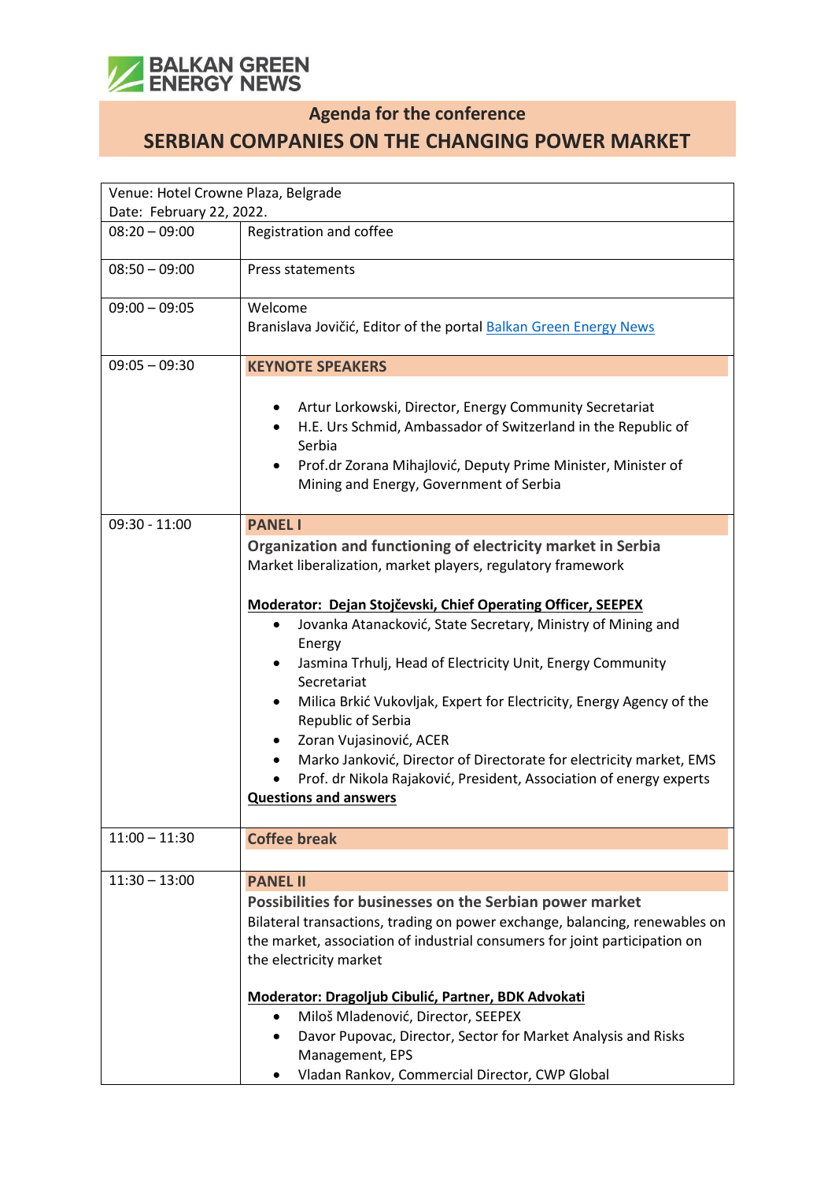BALKAN GREEN ENERGY NEWS

## Agenda for the conference

# SERBIAN COMPANIES ON THE CHANGING POWER MARKET

| Venue: Hotel Crowne Plaza, Belgrade<br>Date: February 22, 2022. | |
|---|---|
| 08:20 – 09:00 | Registration and coffee |
| 08:50 – 09:00 | Press statements |
| 09:00 – 09:05 | Welcome<br>Branislava Jovičić, Editor of the portal Balkan Green Energy News |
| 09:05 – 09:30 | **KEYNOTE SPEAKERS**<br>• Artur Lorkowski, Director, Energy Community Secretariat<br>• H.E. Urs Schmid, Ambassador of Switzerland in the Republic of Serbia<br>• Prof.dr Zorana Mihajlović, Deputy Prime Minister, Minister of Mining and Energy, Government of Serbia |
| 09:30 - 11:00 | **PANEL I**<br>**Organization and functioning of electricity market in Serbia**<br>Market liberalization, market players, regulatory framework<br><br>**Moderator: Dejan Stojčevski, Chief Operating Officer, SEEPEX**<br>• Jovanka Atanacković, State Secretary, Ministry of Mining and Energy<br>• Jasmina Trhulj, Head of Electricity Unit, Energy Community Secretariat<br>• Milica Brkić Vukovljak, Expert for Electricity, Energy Agency of the Republic of Serbia<br>• Zoran Vujasinović, ACER<br>• Marko Janković, Director of Directorate for electricity market, EMS<br>• Prof. dr Nikola Rajaković, President, Association of energy experts<br>**Questions and answers** |
| 11:00 – 11:30 | **Coffee break** |
| 11:30 – 13:00 | **PANEL II**<br>**Possibilities for businesses on the Serbian power market**<br>Bilateral transactions, trading on power exchange, balancing, renewables on the market, association of industrial consumers for joint participation on the electricity market<br><br>**Moderator: Dragoljub Cibulić, Partner, BDK Advokati**<br>• Miloš Mladenović, Director, SEEPEX<br>• Davor Pupovac, Director, Sector for Market Analysis and Risks Management, EPS<br>• Vladan Rankov, Commercial Director, CWP Global |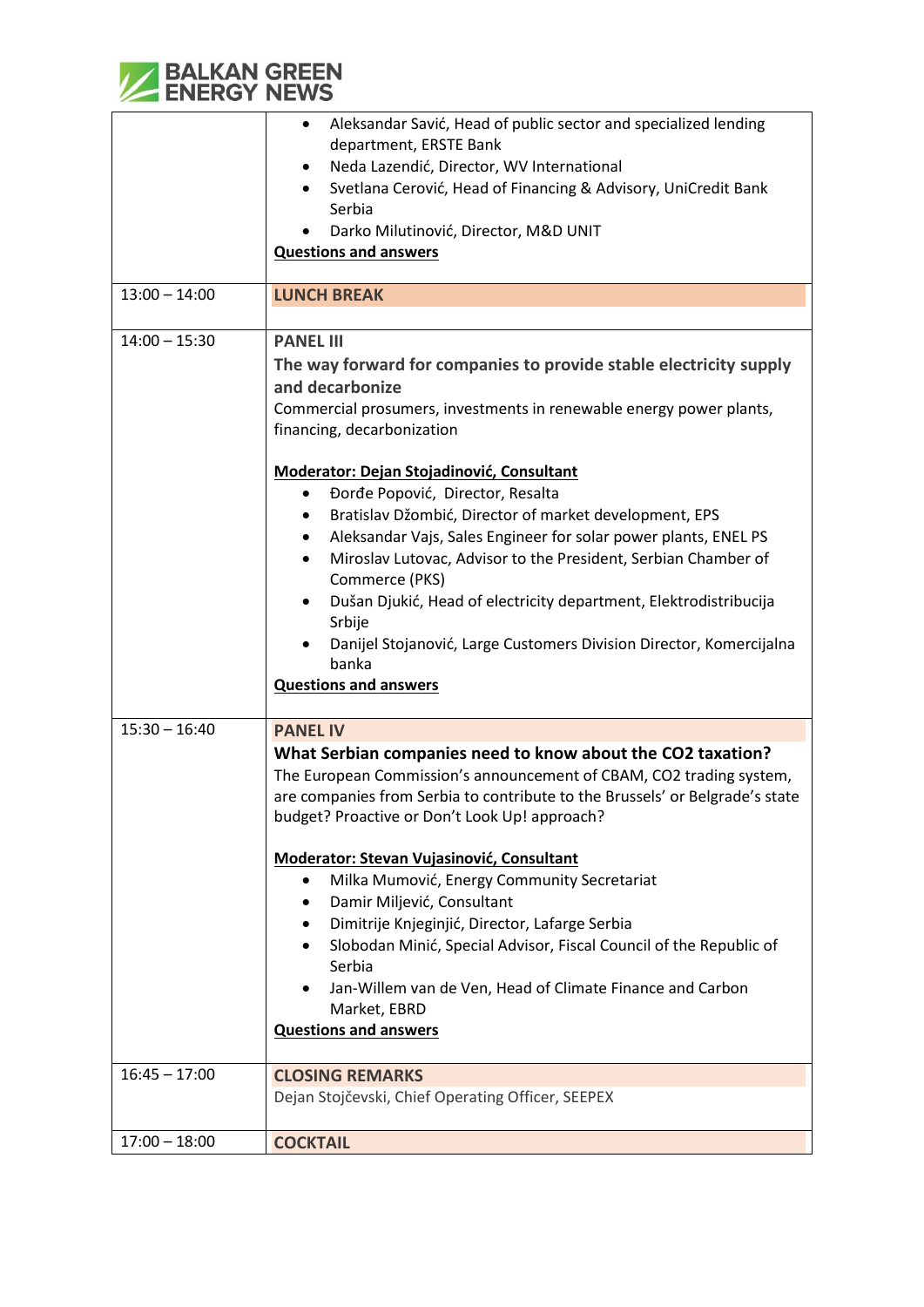| | |
|---|---|
| | • Aleksandar Savić, Head of public sector and specialized lending department, ERSTE Bank<br>• Neda Lazendić, Director, WV International<br>• Svetlana Cerović, Head of Financing & Advisory, UniCredit Bank Serbia<br>• Darko Milutinović, Director, M&D UNIT<br>**Questions and answers** |
| 13:00 – 14:00 | **LUNCH BREAK** |
| 14:00 – 15:30 | **PANEL III**<br>**The way forward for companies to provide stable electricity supply and decarbonize**<br>Commercial prosumers, investments in renewable energy power plants, financing, decarbonization<br><br>**Moderator: Dejan Stojadinović, Consultant**<br>• Đorđe Popović, Director, Resalta<br>• Bratislav Džombić, Director of market development, EPS<br>• Aleksandar Vajs, Sales Engineer for solar power plants, ENEL PS<br>• Miroslav Lutovac, Advisor to the President, Serbian Chamber of Commerce (PKS)<br>• Dušan Djukić, Head of electricity department, Elektrodistribucija Srbije<br>• Danijel Stojanović, Large Customers Division Director, Komercijalna banka<br>**Questions and answers** |
| 15:30 – 16:40 | **PANEL IV**<br>**What Serbian companies need to know about the CO2 taxation?**<br>The European Commission's announcement of CBAM, CO2 trading system, are companies from Serbia to contribute to the Brussels' or Belgrade's state budget? Proactive or Don't Look Up! approach?<br><br>**Moderator: Stevan Vujasinović, Consultant**<br>• Milka Mumović, Energy Community Secretariat<br>• Damir Miljević, Consultant<br>• Dimitrije Knjeginjić, Director, Lafarge Serbia<br>• Slobodan Minić, Special Advisor, Fiscal Council of the Republic of Serbia<br>• Jan-Willem van de Ven, Head of Climate Finance and Carbon Market, EBRD<br>**Questions and answers** |
| 16:45 – 17:00 | **CLOSING REMARKS**<br>Dejan Stojčevski, Chief Operating Officer, SEEPEX |
| 17:00 – 18:00 | **COCKTAIL** |